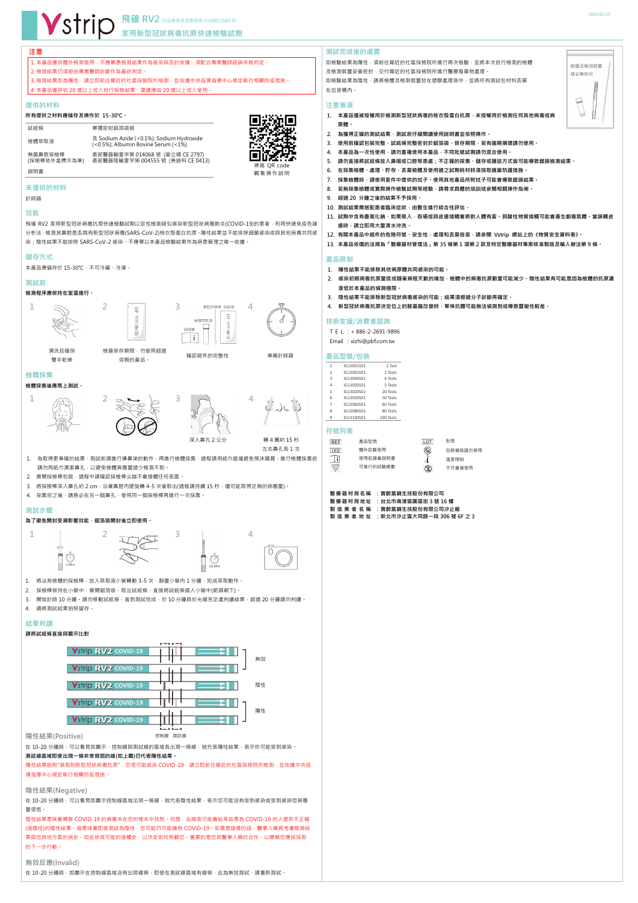# Vstrip 飛確 RV2 防疫專案核准製造第 1106810589 號

## 家用新型冠狀病毒抗原快速檢驗試劑

2022/01/25

## 注意

1. 本產品僅供體外檢測使用，不應單憑檢測結果作為感染與否的依據，須配合專業醫師認證與來做判定。
2. 檢測結果仍須經由專業醫師診斷作為最終判定。
3. 檢測結果如為陽性，請立即前往鄰近的社區採檢院所檢測，並依據中央疫情指揮中心規定執行相關防疫措施。
4. 本產品僅評估 20 歲以上成人自行採檢結果，建議應由 20 歲以上成人使用。

## 提供的材料

**所有提供之材料應儲存及操作於 15-30℃。**

| | |
|---|---|
| 試紙條 | 單獨密封鋁箔袋裝 |
| 檢體萃取液 | 含 Sodium Azide (<0.1%); Sodium Hydroxide (<0.5%); Albumin Bovine Serum (<1%) |
| 無菌鼻腔採檢棒 (採檢棒依外盒標示為準) | 衛部醫器輸壹字第 014068 號 (黃立碩 CE 2797)<br>衛部醫器陸輸壹字第 004555 號 (美迪科 CE 0413) |
| 說明書 | |

掃描 QR code 觀看操作說明

## 未提供的材料

計時器

## 效能

飛確 RV2 家用新型冠狀病毒抗原快速檢驗試劑以定性檢測疑似感染新型冠狀病毒肺炎(COVID-19)的患者，利用快速免疫色譜分析法，檢測其鼻腔是否具有新型冠狀病毒(SARS-CoV-2)核衣殼蛋白抗原。陽性結果並不能排除細菌感染或與其他病毒共同感染；陰性結果不能排除 SARS-CoV-2 感染，不應單以本產品檢驗結果作為病患管理之唯一依據。

## 儲存方式

本產品應儲存於 15-30℃，不可冷藏、冷凍。

## 測試前

**檢測程序應保持在室溫進行。**

1. 清洗且確保雙手乾燥
2. 檢查保存期限，勿使用超過效期的產品。
3. 確認組件的完整性
4. 準備計時器

## 檢體採集

**檢體採集後應馬上測試。**

3. 深入鼻孔 2 公分
4. 轉 4 圈約 15 秒 左右鼻孔各 1 次

1. 為取得更準確的結果，測試前請進行擤鼻涕的動作，再進行檢體採集，過程請用紙巾遮擋避免飛沫噴濺，進行檢體採集前請勿用紙巾清潔鼻孔，以避免檢體病毒量過少檢測不到。
2. 撕開採檢棒包裝，過程中請確認採檢棒尖端不會接觸任何表面。
3. 將採檢棒深入鼻孔約 2 cm，沿著鼻腔內壁旋轉 4-5 次後取出(過程請持續 15 秒，億可能取得足夠的病毒量)。
4. 採集完之後，請務必在另一個鼻孔，使用同一個採檢棒再進行一次採集。

## 測試步驟

**為了避免開封受潮影響效能，鋁箔袋開封後立即使用。**

1. 將沾有檢體的採檢棒，放入萃取液小管轉動 3-5 次，靜置小管內 1 分鐘，完成萃取動作。
2. 採檢棒保持在小管中，撕開鋁箔袋，取出試紙條，直接將試紙條插入小管中(箭頭朝下)。
3. 開始計時 10 分鐘，請勿移動試紙條，直到測試完成，於 10 分鐘時於光線充足處判讀結果，超過 20 分鐘請勿判讀。
4. 請將測試結果拍照留存。

## 結果判讀

**請將試紙條直接與圖示比對**

無效

陰性

陽性

控制線　測試線

### 陽性結果(Positive)

在 10-20 分鐘時，可以看見如圖示，控制線與測試線的區域各出現一條線，就代表陽性結果，表示你可能受到感染。

**測試線區域即使出現一條非常微弱的線(如上圖)仍代表陽性結果。**

陽性結果說明"偵測到新型冠狀病毒抗原"，您很可能感染 COVID-19，請立即前往鄰近的社區採檢院所檢測，並依據中央疫情指揮中心規定執行相關防疫措施。

### 陰性結果(Negative)

在 10-20 分鐘時，可以看見如圖示控制線區域出現一條線，就代表陰性結果，表示您可能沒有受到感染或受到感染但病毒量很低。

陰性結果意味著導致 COVID-19 的病毒未在您的樣本中找到，但是，此檢測可能會給某些患有 COVID-19 的人提供不正確(假陰性)的陰性結果，這意味著即使測試為陰性，您可能仍可能擁有 COVID-19。如果是這樣的話，醫事人員將考慮檢測結果與您其他方面的病史，如症狀或可能的接觸史，以決定如何照顧您。重要的是您與醫事人員的合作，以瞭解您應該採取的下一步行動。

### 無效反應(Invalid)

在 10-20 分鐘時，如圖示在控制線區域沒有出現線條，即使在測試線區域有線條，此為無效測試，請重新測試。

## 測試完成後的處置

如檢驗結果為陽性，須前往鄰近的社區採檢院所進行再次檢驗，並將本次自行檢測的檢體及檢測裝置妥善密封，交付鄰近的社區採檢院所進行醫療廢棄物處理。

如檢驗結果為陰性，請將檢體及檢測裝置放在塑膠處理袋中，並將所有測試包材料丟棄在垃圾桶內。

檢體及檢測裝置 請妥善密封

## 注意事項

1. 本產品僅被授權用於檢測新型冠狀病毒的核衣殼蛋白抗原，未授權用於檢測任何其他病毒或病原體。
2. 為獲得正確的測試結果，測試前仔細閱讀使用說明書並依照操作。
3. 使用前確認包裝完整，試紙條完整密封於鋁箔袋、保存期限，若有逾期損壞請勿使用。
4. 本產品為一次性使用，請勿重複使用本產品，不同批號試劑請勿混合使用。
5. 請勿直接將試紙條放入鼻咽或口腔等患處；不正確的採集、儲存或運送方式皆可能導致錯誤檢測結果。
6. 在採集檢體、處理、貯存、丟棄檢體及使用過之試劑耗材時須採取適當防護措施。
7. 採集檢體時，請使用套件中提供的拭子，使用其他產品所附拭子可能會導致錯誤結果。
8. 若無採集檢體或實際操作檢驗試劑等經驗，請尋求具體的培訓或參閱相關操作指南。
9. 超過 20 分鐘之後的結果不予採用。
10. 測試結果需搭配患者臨床症狀，由醫生進行綜合性評估。
11. 試劑中含有疊氮化鈉，如果吸入、吞嚥或與皮膚接觸會將對人體有害。與酸性物質接觸可能會產生劇毒氣體。當誤觸皮膚時，請立即用大量清水沖洗。
12. 有關本產品中組件的危險符號、安全性、處理和丟棄信息，請參閱 Vstrip 網站上的《物質安全資料表》。
13. 本產品依循的法規為「醫療器材管理法」第 35 條第 1 項第 2 款及特定醫療器材專案核准製造及輸入辦法第 9 條。

## 產品限制

1. 陽性結果不能排除其他病原體共同感染的可能。
2. 感染初期病毒抗原量低或隨著病程天數的增加，檢體中的病毒抗原數量可能減少。陰性結果有可能是因為檢體的抗原濃度低於本產品的偵測極限。
3. 陰性結果不能排除新型冠狀病毒感染的可能；結果須經過分子診斷再確定。
4. 新型冠狀病毒抗原決定位上的胺基酸改變時，單株抗體可能無法偵測到或導致靈敏性較差。

## 技術支援/消費者諮詢

ＴＥＬ：+ 886-2-2691-9896

Email ：xizhi@pbf.com.tw

## 產品型號/包裝

| | | |
|---|---|---|
| 1 | IG13001S01 | 1 Test |
| 2 | IG13002S01 | 2 Tests |
| 3 | IG13004S01 | 4 Tests |
| 4 | IG13005S01 | 5 Tests |
| 5 | IG13020S02 | 20 Tests |
| 6 | IG13050S01 | 50 Tests |
| 7 | IG13060S01 | 60 Tests |
| 8 | IG13080S01 | 80 Tests |
| 9 | IG13100S01 | 100 Tests |

## 符號列表

| | | | |
|---|---|---|---|
| REF | 產品型號 | LOT | 批號 |
| IVD | 體外診斷使用 | | 包裝損毀請勿使用 |
| | 使用前請看說明書 | | 溫度限制 |
| | 可進行的試驗總數 | | 不可重複使用 |

醫療器材商名稱 ：寶齡富錦生技股份有限公司

醫療器材商地址 ：台北市南港區園區街 3 號 16 樓

製造業者名稱 ：寶齡富錦生技股份有限公司汐止廠

製造業者地址 ：新北市汐止區大同路一段 306 號 6F 之 3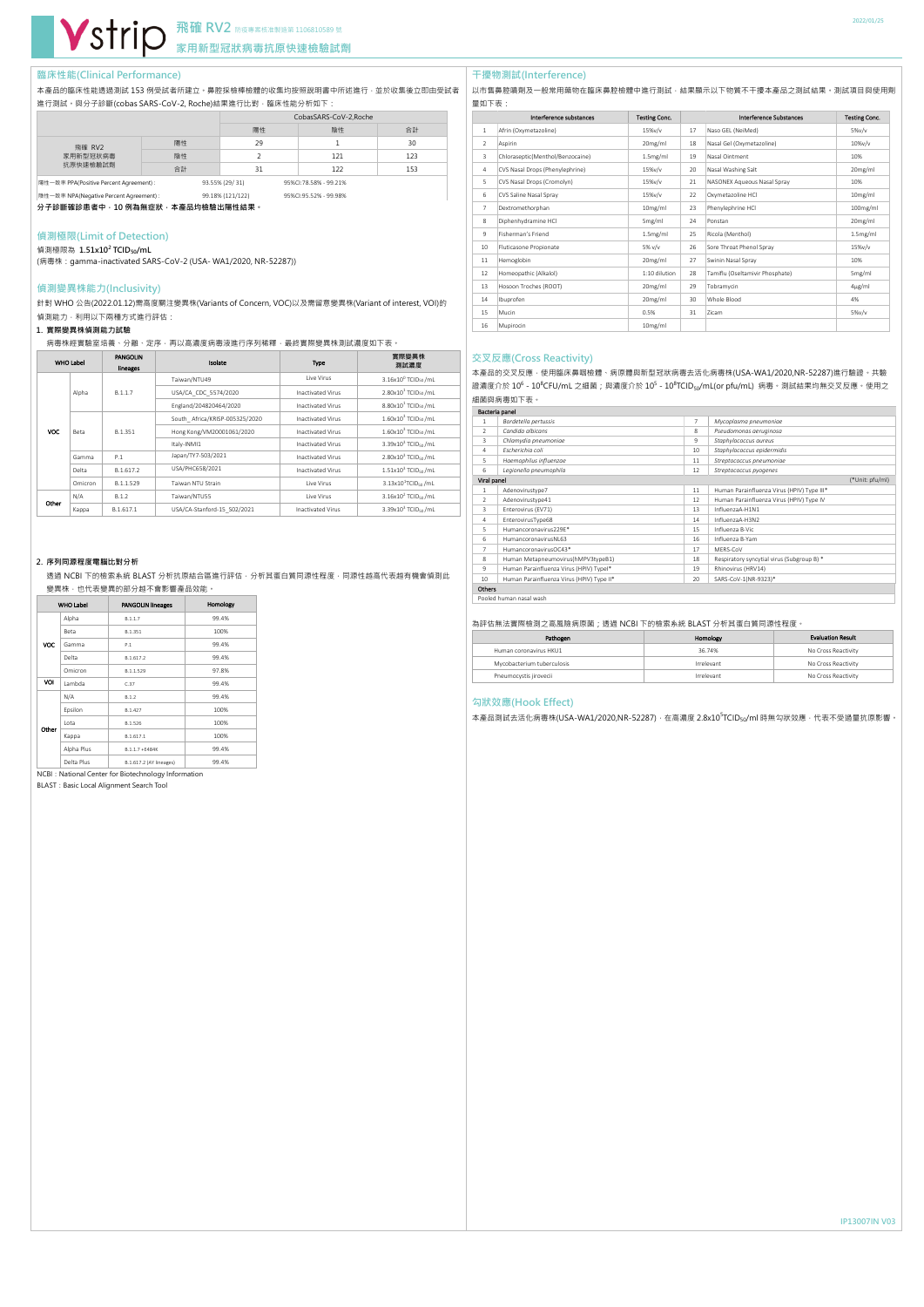# Vstrip 飛確 RV2 防疫專案核准製第 1106810589 號

## 家用新型冠狀病毒抗原快速檢驗試劑

## 臨床性能(Clinical Performance)

本產品的臨床性能透過測試 153 例受試者所建立，鼻腔採檢棒檢體的收集均按照說明書中所述進行，並於收集後立即由受試者進行測試，與分子診斷(cobas SARS-CoV-2, Roche)結果進行比對，臨床性能分析如下：

| | | CobasSARS-CoV-2,Roche | | |
|---|---|---|---|---|
| | | 陽性 | 陰性 | 合計 |
| 飛確 RV2 家用新型冠狀病毒抗原快速檢驗試劑 | 陽性 | 29 | 1 | 30 |
| | 陰性 | 2 | 121 | 123 |
| | 合計 | 31 | 122 | 153 |
| 陽性一致率 PPA(Positive Percent Agreement)： | | 93.55% (29/ 31) | 95%CI:78.58% - 99.21% | |
| 陰性一致率 NPA(Negative Percent Agreement)： | | 99.18% (121/122) | 95%CI:95.52% - 99.98% | |

**分子診斷確診患者中，10 例為無症狀，本產品均檢驗出陽性結果。**

## 偵測極限(Limit of Detection)

偵測極限為 $1.51x10^2$ $TCID_{50}$/mL

(病毒株：gamma-inactivated SARS-CoV-2 (USA- WA1/2020, NR-52287))

## 偵測變異株能力(Inclusivity)

針對 WHO 公告(2022.01.12)需高度關注變異株(Variants of Concern, VOC)以及需留意變異株(Variant of interest, VOI)的偵測能力，利用以下兩種方式進行評估：

### 1. 實際變異株偵測能力試驗

病毒株經實驗室培養、分離、定序，再以高濃度病毒液進行序列稀釋，最終實際變異株測試濃度如下表。

| | WHO Label | PANGOLIN lineages | Isolate | Type | 實際變異株測試濃度 |
|---|---|---|---|---|---|
| VOC | Alpha | B.1.1.7 | Taiwan/NTU49 | Live Virus | $3.16x10^2$ $TCID_{50}$/mL |
| | | | USA/CA_CDC_5574/2020 | Inactivated Virus | $2.80x10^2$ $TCID_{50}$/mL |
| | | | England/204820464/2020 | Inactivated Virus | $8.80x10^2$ $TCID_{50}$/mL |
| | Beta | B.1.351 | South_ Africa/KRISP-005325/2020 | Inactivated Virus | $1.60x10^4$ $TCID_{50}$/mL |
| | | | Hong Kong/VM20001061/2020 | Inactivated Virus | $1.60x10^4$ $TCID_{50}$/mL |
| | | | Italy-INMI1 | Inactivated Virus | $3.39x10^3$ $TCID_{50}$/mL |
| | Gamma | P.1 | Japan/TY7-503/2021 | Inactivated Virus | $2.80x10^3$ $TCID_{50}$/mL |
| | Delta | B.1.617.2 | USA/PHC658/2021 | Inactivated Virus | $1.51x10^3$ $TCID_{50}$/mL |
| | Omicron | B.1.1.529 | Taiwan NTU Strain | Live Virus | $3.13x10^{3.5}$ $TCID_{50}$/mL |
| Other | N/A | B.1.2 | Taiwan/NTU55 | Live Virus | $3.16x10^2$ $TCID_{50}$/mL |
| | Kappa | B.1.617.1 | USA/CA-Stanford-15_S02/2021 | Inactivated Virus | $3.39x10^3$ $TCID_{50}$/mL |

### 2. 序列同源性電腦比對分析

透過 NCBI 下的檢索系統 BLAST 分析抗原結合區進行評估，分析其蛋白質同源性程度，同源性越高代表越有機會偵測此變異株，也代表變異的部分越不會影響產品效能。

| | WHO Label | PANGOLIN lineages | Homology |
|---|---|---|---|
| VOC | Alpha | B.1.1.7 | 99.4% |
| | Beta | B.1.351 | 100% |
| | Gamma | P.1 | 99.4% |
| | Delta | B.1.617.2 | 99.4% |
| | Omicron | B.1.1.529 | 97.8% |
| VOI | Lambda | C.37 | 99.4% |
| Other | N/A | B.1.2 | 99.4% |
| | Epsilon | B.1.427 | 100% |
| | Iota | B.1.526 | 100% |
| | Kappa | B.1.617.1 | 100% |
| | Alpha Plus | B.1.1.7 +E484K | 99.4% |
| | Delta Plus | B.1.617.2 (AY lineages) | 99.4% |

NCBI：National Center for Biotechnology Information

BLAST：Basic Local Alignment Search Tool

## 干擾物測試(Interference)

以市售鼻腔噴劑及一般常用藥物在臨床鼻腔檢體中進行測試，結果顯示以下物質不干擾本產品之測試結果，測試項目與使用劑量如下表：

| | Interference substances | Testing Conc. | | Interference Substances | Testing Conc. |
|---|---|---|---|---|---|
| 1 | Afrin (Oxymetazoline) | 15%v/v | 17 | Naso GEL (NeiMed) | 5%v/v |
| 2 | Aspirin | 20mg/ml | 18 | Nasal Gel (Oxymetazoline) | 10%v/v |
| 3 | Chloraseptic(Menthol/Benzocaine) | 1.5mg/ml | 19 | Nasal Ointment | 10% |
| 4 | CVS Nasal Drops (Phenylephrine) | 15%v/v | 20 | Nasal Washing Salt | 20mg/ml |
| 5 | CVS Nasal Drops (Cromolyn) | 15%v/v | 21 | NASONEX Aqueous Nasal Spray | 10% |
| 6 | CVS Saline Nasal Spray | 15%v/v | 22 | Oxymetazoline HCl | 10mg/ml |
| 7 | Dextromethorphan | 10mg/ml | 23 | Phenylephrine HCl | 100mg/ml |
| 8 | Diphenhydramine HCl | 5mg/ml | 24 | Ponstan | 20mg/ml |
| 9 | Fisherman's Friend | 1.5mg/ml | 25 | Ricola (Menthol) | 1.5mg/ml |
| 10 | Fluticasone Propionate | 5% v/v | 26 | Sore Throat Phenol Spray | 15%v/v |
| 11 | Hemoglobin | 20mg/ml | 27 | Swinin Nasal Spray | 10% |
| 12 | Homeopathic (Alkalol) | 1:10 dilution | 28 | Tamiflu (Oseltamivir Phosphate) | 5mg/ml |
| 13 | Hosoon Troches (ROOT) | 20mg/ml | 29 | Tobramycin | 4μg/ml |
| 14 | Ibuprofen | 20mg/ml | 30 | Whole Blood | 4% |
| 15 | Mucin | 0.5% | 31 | Zicam | 5%v/v |
| 16 | Mupirocin | 10mg/ml | | | |

## 交叉反應(Cross Reactivity)

本產品的交叉反應，使用臨床鼻咽檢體、病原體與新型冠狀病毒去活化病毒株(USA-WA1/2020,NR-52287)進行驗證。共驗證濃度介於 $10^6$ - $10^8$CFU/mL 之細菌；與濃度介於 $10^5$ - $10^8$$TCID_{50}$/mL(or pfu/mL) 病毒。測試結果均無交叉反應。使用之細菌與病毒如下表。

| Bacteria panel | | | |
|---|---|---|---|
| 1 | *Bordetella pertussis* | 7 | *Mycoplasma pneumoniae* |
| 2 | *Candida albicans* | 8 | *Pseudomonas aeruginosa* |
| 3 | *Chlamydia pneumoniae* | 9 | *Staphylococcus aureus* |
| 4 | *Escherichia coli* | 10 | *Staphylococcus epidermidis* |
| 5 | *Haemophilus influenzae* | 11 | *Streptococcus pneumoniae* |
| 6 | *Legionella pneumophila* | 12 | *Streptococcus pyogenes* |
| **Viral panel** | | | (*Unit: pfu/ml) |
| 1 | Adenovirustype7 | 11 | Human Parainfluenza Virus (HPIV) Type III* |
| 2 | Adenovirustype41 | 12 | Human Parainfluenza Virus (HPIV) Type IV |
| 3 | Enterovirus (EV71) | 13 | InfluenzaA-H1N1 |
| 4 | EnterovirusType68 | 14 | InfluenzaA-H3N2 |
| 5 | Humancoronavirus229E* | 15 | Influenza B-Vic |
| 6 | HumancoronavirusNL63 | 16 | Influenza B-Yam |
| 7 | HumancoronavirusOC43* | 17 | MERS-CoV |
| 8 | Human Metapneumovirus(hMPV3typeB1) | 18 | Respiratory syncytial virus (Subgroup B) * |
| 9 | Human Parainfluenza Virus (HPIV) Type1* | 19 | Rhinovirus (HRV14) |
| 10 | Human Parainfluenza Virus (HPIV) Type II* | 20 | SARS-CoV-1(NR-9323)* |
| **Others** | | | |
| Pooled human nasal wash | | | |

為評估無法實際檢測之高風險病原菌；透過 NCBI 下的檢索系統 BLAST 分析其蛋白質同源性程度。

| Pathogen | Homology | Evaluation Result |
|---|---|---|
| Human coronavirus HKU1 | 36.74% | No Cross Reactivity |
| Mycobacterium tuberculosis | Irrelevant | No Cross Reactivity |
| Pneumocystis jirovecii | Irrelevant | No Cross Reactivity |

## 勾狀效應(Hook Effect)

本產品測試去活化病毒株(USA-WA1/2020,NR-52287)，在高濃度 $2.8x10^5$$TCID_{50}$/ml 時無勾狀效應，代表不受過量抗原影響。